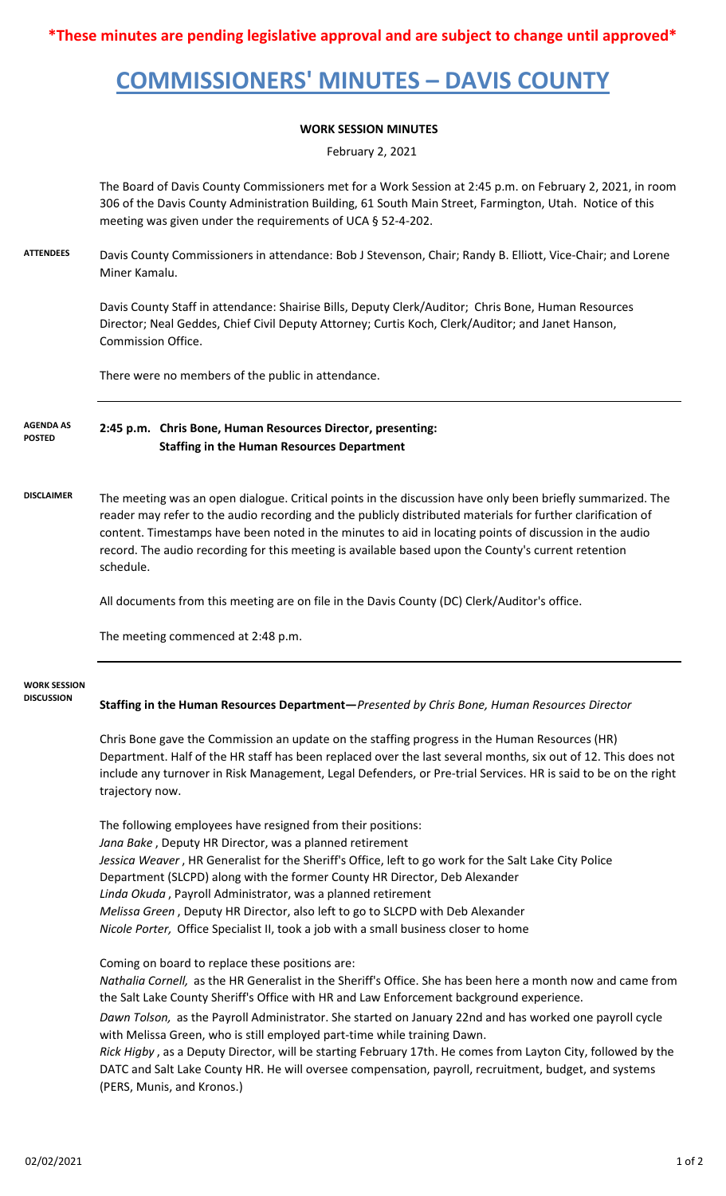**\*These minutes are pending legislative approval and are subject to change until approved\***

# COMMISSIONERS' MINUTES – DAVIS COUNTY

**WORK SESSION MINUTES**

February 2, 2021

The Board of Davis County Commissioners met for a Work Session at 2:45 p.m. on February 2, 2021, in room 306 of the Davis County Administration Building, 61 South Main Street, Farmington, Utah. Notice of this meeting was given under the requirements of UCA § 52-4-202.

**ATTENDEES**

Davis County Commissioners in attendance: Bob J Stevenson, Chair; Randy B. Elliott, Vice-Chair; and Lorene Miner Kamalu.

Davis County Staff in attendance: Shairise Bills, Deputy Clerk/Auditor; Chris Bone, Human Resources Director; Neal Geddes, Chief Civil Deputy Attorney; Curtis Koch, Clerk/Auditor; and Janet Hanson, Commission Office.

There were no members of the public in attendance.

**AGENDA AS POSTED**

**2:45 p.m. Chris Bone, Human Resources Director, presenting:**
**Staffing in the Human Resources Department**

**DISCLAIMER**

The meeting was an open dialogue. Critical points in the discussion have only been briefly summarized. The reader may refer to the audio recording and the publicly distributed materials for further clarification of content. Timestamps have been noted in the minutes to aid in locating points of discussion in the audio record. The audio recording for this meeting is available based upon the County's current retention schedule.

All documents from this meeting are on file in the Davis County (DC) Clerk/Auditor's office.

The meeting commenced at 2:48 p.m.

**WORK SESSION DISCUSSION**

**Staffing in the Human Resources Department—***Presented by Chris Bone, Human Resources Director*

Chris Bone gave the Commission an update on the staffing progress in the Human Resources (HR) Department. Half of the HR staff has been replaced over the last several months, six out of 12. This does not include any turnover in Risk Management, Legal Defenders, or Pre-trial Services. HR is said to be on the right trajectory now.

The following employees have resigned from their positions:
*Jana Bake* , Deputy HR Director, was a planned retirement
*Jessica Weaver* , HR Generalist for the Sheriff's Office, left to go work for the Salt Lake City Police Department (SLCPD) along with the former County HR Director, Deb Alexander
*Linda Okuda* , Payroll Administrator, was a planned retirement
*Melissa Green* , Deputy HR Director, also left to go to SLCPD with Deb Alexander
*Nicole Porter,* Office Specialist II, took a job with a small business closer to home

Coming on board to replace these positions are:
*Nathalia Cornell,* as the HR Generalist in the Sheriff's Office. She has been here a month now and came from the Salt Lake County Sheriff's Office with HR and Law Enforcement background experience.
*Dawn Tolson,* as the Payroll Administrator. She started on January 22nd and has worked one payroll cycle with Melissa Green, who is still employed part-time while training Dawn.
*Rick Higby* , as a Deputy Director, will be starting February 17th. He comes from Layton City, followed by the DATC and Salt Lake County HR. He will oversee compensation, payroll, recruitment, budget, and systems (PERS, Munis, and Kronos.)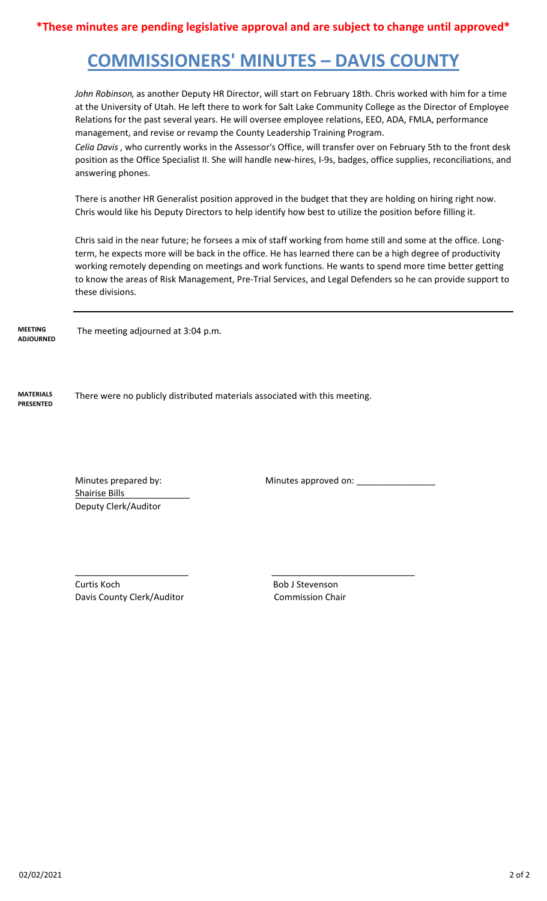**\*These minutes are pending legislative approval and are subject to change until approved\***

# COMMISSIONERS' MINUTES – DAVIS COUNTY

*John Robinson,* as another Deputy HR Director, will start on February 18th. Chris worked with him for a time at the University of Utah. He left there to work for Salt Lake Community College as the Director of Employee Relations for the past several years. He will oversee employee relations, EEO, ADA, FMLA, performance management, and revise or revamp the County Leadership Training Program.

*Celia Davis* , who currently works in the Assessor's Office, will transfer over on February 5th to the front desk position as the Office Specialist II. She will handle new-hires, I-9s, badges, office supplies, reconciliations, and answering phones.

There is another HR Generalist position approved in the budget that they are holding on hiring right now. Chris would like his Deputy Directors to help identify how best to utilize the position before filling it.

Chris said in the near future; he forsees a mix of staff working from home still and some at the office. Long-term, he expects more will be back in the office. He has learned there can be a high degree of productivity working remotely depending on meetings and work functions. He wants to spend more time better getting to know the areas of Risk Management, Pre-Trial Services, and Legal Defenders so he can provide support to these divisions.

**MEETING ADJOURNED** The meeting adjourned at 3:04 p.m.

**MATERIALS PRESENTED** There were no publicly distributed materials associated with this meeting.

Minutes prepared by:
Shairise Bills
Deputy Clerk/Auditor

Minutes approved on: ________________

_______________________
Curtis Koch
Davis County Clerk/Auditor

_____________________________
Bob J Stevenson
Commission Chair

02/02/2021